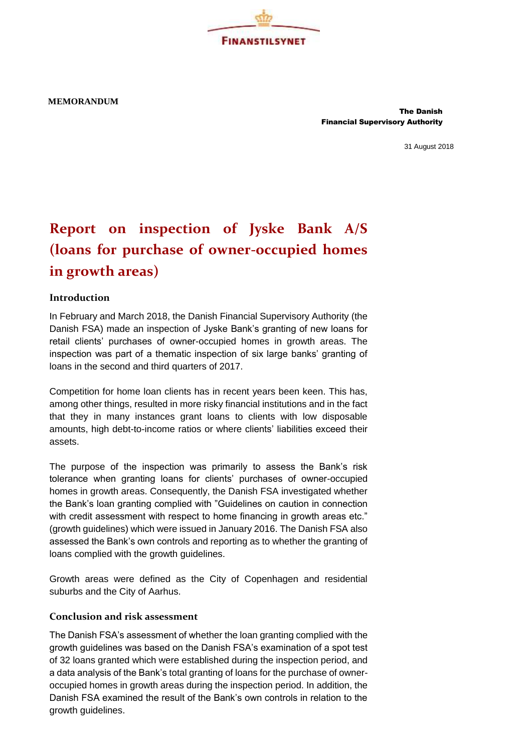**FINANSTILSYNET**

**MEMORANDUM**

**The Danish Financial Supervisory Authority**

31 August 2018

# Report on inspection of Jyske Bank A/S (loans for purchase of owner-occupied homes in growth areas)

## Introduction

In February and March 2018, the Danish Financial Supervisory Authority (the Danish FSA) made an inspection of Jyske Bank's granting of new loans for retail clients' purchases of owner-occupied homes in growth areas. The inspection was part of a thematic inspection of six large banks' granting of loans in the second and third quarters of 2017.

Competition for home loan clients has in recent years been keen. This has, among other things, resulted in more risky financial institutions and in the fact that they in many instances grant loans to clients with low disposable amounts, high debt-to-income ratios or where clients' liabilities exceed their assets.

The purpose of the inspection was primarily to assess the Bank's risk tolerance when granting loans for clients' purchases of owner-occupied homes in growth areas. Consequently, the Danish FSA investigated whether the Bank's loan granting complied with "Guidelines on caution in connection with credit assessment with respect to home financing in growth areas etc." (growth guidelines) which were issued in January 2016. The Danish FSA also assessed the Bank's own controls and reporting as to whether the granting of loans complied with the growth guidelines.

Growth areas were defined as the City of Copenhagen and residential suburbs and the City of Aarhus.

## Conclusion and risk assessment

The Danish FSA's assessment of whether the loan granting complied with the growth guidelines was based on the Danish FSA's examination of a spot test of 32 loans granted which were established during the inspection period, and a data analysis of the Bank's total granting of loans for the purchase of owner-occupied homes in growth areas during the inspection period. In addition, the Danish FSA examined the result of the Bank's own controls in relation to the growth guidelines.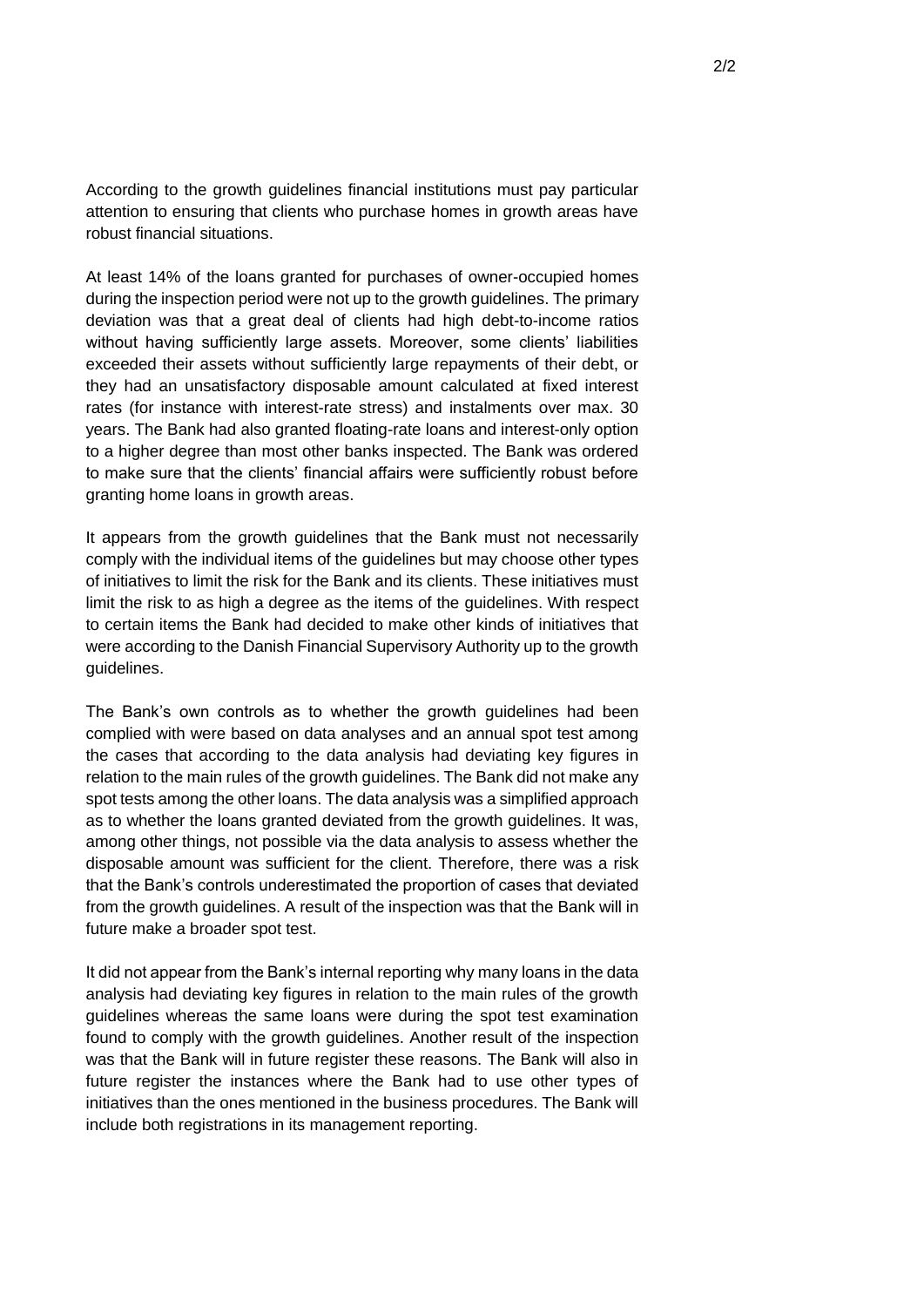According to the growth guidelines financial institutions must pay particular attention to ensuring that clients who purchase homes in growth areas have robust financial situations.

At least 14% of the loans granted for purchases of owner-occupied homes during the inspection period were not up to the growth guidelines. The primary deviation was that a great deal of clients had high debt-to-income ratios without having sufficiently large assets. Moreover, some clients' liabilities exceeded their assets without sufficiently large repayments of their debt, or they had an unsatisfactory disposable amount calculated at fixed interest rates (for instance with interest-rate stress) and instalments over max. 30 years. The Bank had also granted floating-rate loans and interest-only option to a higher degree than most other banks inspected. The Bank was ordered to make sure that the clients' financial affairs were sufficiently robust before granting home loans in growth areas.

It appears from the growth guidelines that the Bank must not necessarily comply with the individual items of the guidelines but may choose other types of initiatives to limit the risk for the Bank and its clients. These initiatives must limit the risk to as high a degree as the items of the guidelines. With respect to certain items the Bank had decided to make other kinds of initiatives that were according to the Danish Financial Supervisory Authority up to the growth guidelines.

The Bank's own controls as to whether the growth guidelines had been complied with were based on data analyses and an annual spot test among the cases that according to the data analysis had deviating key figures in relation to the main rules of the growth guidelines. The Bank did not make any spot tests among the other loans. The data analysis was a simplified approach as to whether the loans granted deviated from the growth guidelines. It was, among other things, not possible via the data analysis to assess whether the disposable amount was sufficient for the client. Therefore, there was a risk that the Bank's controls underestimated the proportion of cases that deviated from the growth guidelines. A result of the inspection was that the Bank will in future make a broader spot test.

It did not appear from the Bank's internal reporting why many loans in the data analysis had deviating key figures in relation to the main rules of the growth guidelines whereas the same loans were during the spot test examination found to comply with the growth guidelines. Another result of the inspection was that the Bank will in future register these reasons. The Bank will also in future register the instances where the Bank had to use other types of initiatives than the ones mentioned in the business procedures. The Bank will include both registrations in its management reporting.